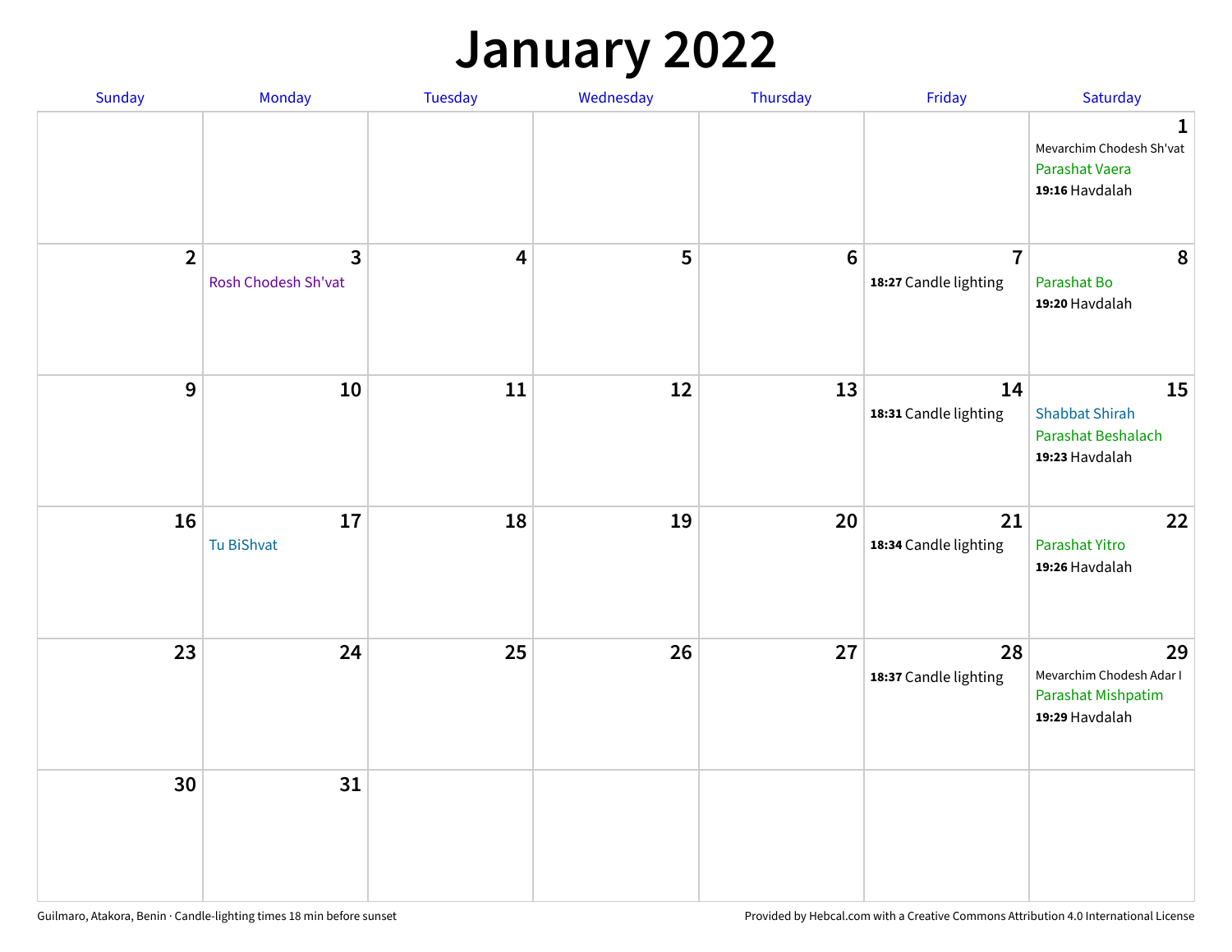# January 2022

| Sunday | Monday | Tuesday | Wednesday | Thursday | Friday | Saturday |
|---|---|---|---|---|---|---|
| | | | | | | **1** Mevarchim Chodesh Sh'vat<br>Parashat Vaera<br>**19:16** Havdalah |
| **2** | **3** Rosh Chodesh Sh'vat | **4** | **5** | **6** | **7** **18:27** Candle lighting | **8** Parashat Bo<br>**19:20** Havdalah |
| **9** | **10** | **11** | **12** | **13** | **14** **18:31** Candle lighting | **15** Shabbat Shirah<br>Parashat Beshalach<br>**19:23** Havdalah |
| **16** | **17** Tu BiShvat | **18** | **19** | **20** | **21** **18:34** Candle lighting | **22** Parashat Yitro<br>**19:26** Havdalah |
| **23** | **24** | **25** | **26** | **27** | **28** **18:37** Candle lighting | **29** Mevarchim Chodesh Adar I<br>Parashat Mishpatim<br>**19:29** Havdalah |
| **30** | **31** | | | | | |

Guilmaro, Atakora, Benin · Candle-lighting times 18 min before sunset

Provided by Hebcal.com with a Creative Commons Attribution 4.0 International License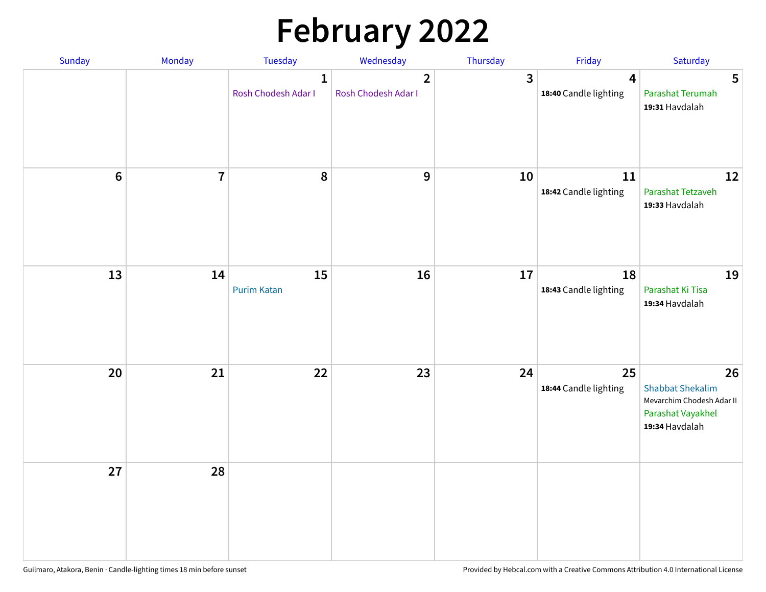# February 2022

| Sunday | Monday | Tuesday | Wednesday | Thursday | Friday | Saturday |
|---|---|---|---|---|---|---|
| | | 1 Rosh Chodesh Adar I | 2 Rosh Chodesh Adar I | 3 | 4 **18:40** Candle lighting | 5 Parashat Terumah **19:31** Havdalah |
| 6 | 7 | 8 | 9 | 10 | 11 **18:42** Candle lighting | 12 Parashat Tetzaveh **19:33** Havdalah |
| 13 | 14 | 15 Purim Katan | 16 | 17 | 18 **18:43** Candle lighting | 19 Parashat Ki Tisa **19:34** Havdalah |
| 20 | 21 | 22 | 23 | 24 | 25 **18:44** Candle lighting | 26 Shabbat Shekalim Mevarchim Chodesh Adar II Parashat Vayakhel **19:34** Havdalah |
| 27 | 28 | | | | | |

Guilmaro, Atakora, Benin · Candle-lighting times 18 min before sunset

Provided by Hebcal.com with a Creative Commons Attribution 4.0 International License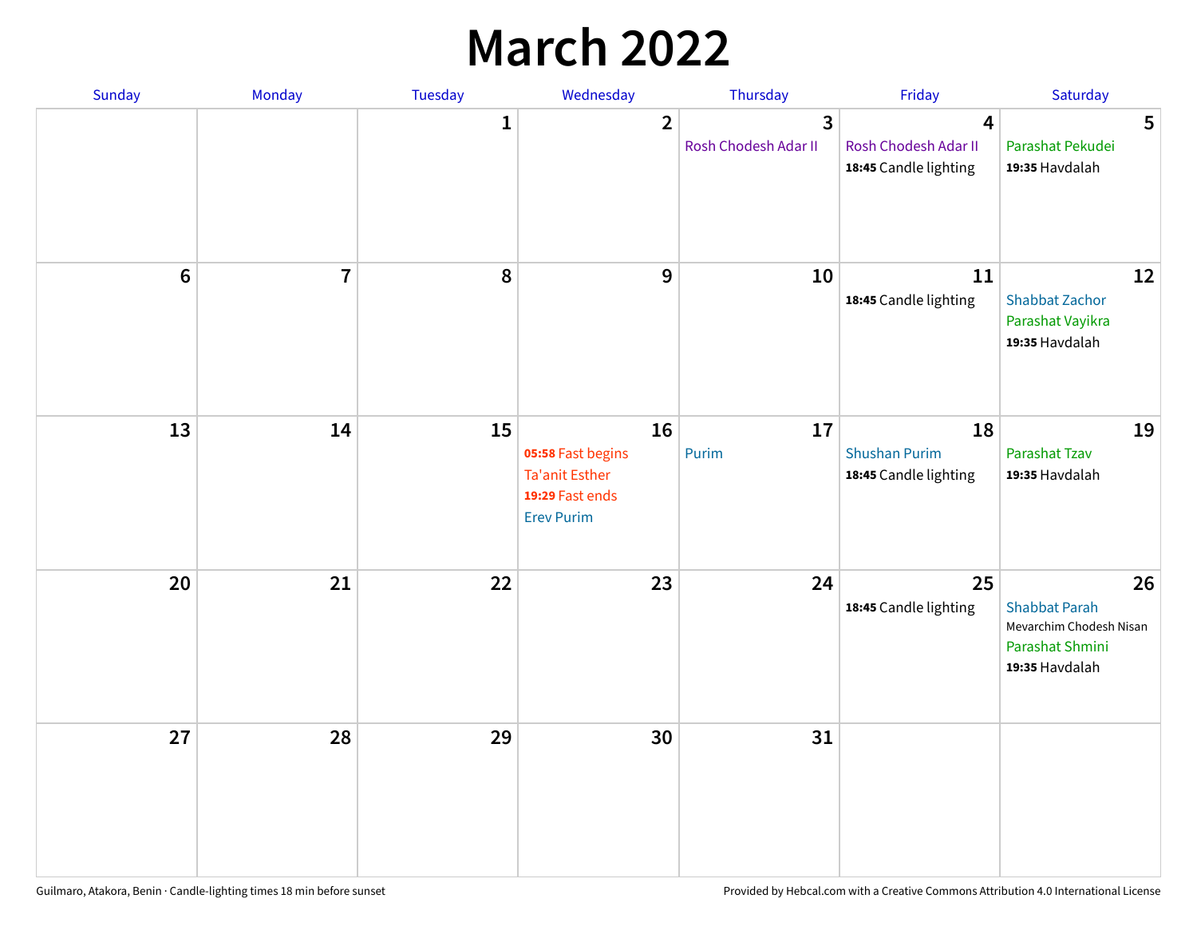# March 2022

| Sunday | Monday | Tuesday | Wednesday | Thursday | Friday | Saturday |
|---|---|---|---|---|---|---|
| | | 1 | 2 | 3<br>Rosh Chodesh Adar II | 4<br>Rosh Chodesh Adar II<br>**18:45** Candle lighting | 5<br>Parashat Pekudei<br>**19:35** Havdalah |
| 6 | 7 | 8 | 9 | 10 | 11<br>**18:45** Candle lighting | 12<br>Shabbat Zachor<br>Parashat Vayikra<br>**19:35** Havdalah |
| 13 | 14 | 15 | 16<br>**05:58** Fast begins<br>Ta'anit Esther<br>**19:29** Fast ends<br>Erev Purim | 17<br>Purim | 18<br>Shushan Purim<br>**18:45** Candle lighting | 19<br>Parashat Tzav<br>**19:35** Havdalah |
| 20 | 21 | 22 | 23 | 24 | 25<br>**18:45** Candle lighting | 26<br>Shabbat Parah<br>Mevarchim Chodesh Nisan<br>Parashat Shmini<br>**19:35** Havdalah |
| 27 | 28 | 29 | 30 | 31 | | |

Guilmaro, Atakora, Benin · Candle-lighting times 18 min before sunset

Provided by Hebcal.com with a Creative Commons Attribution 4.0 International License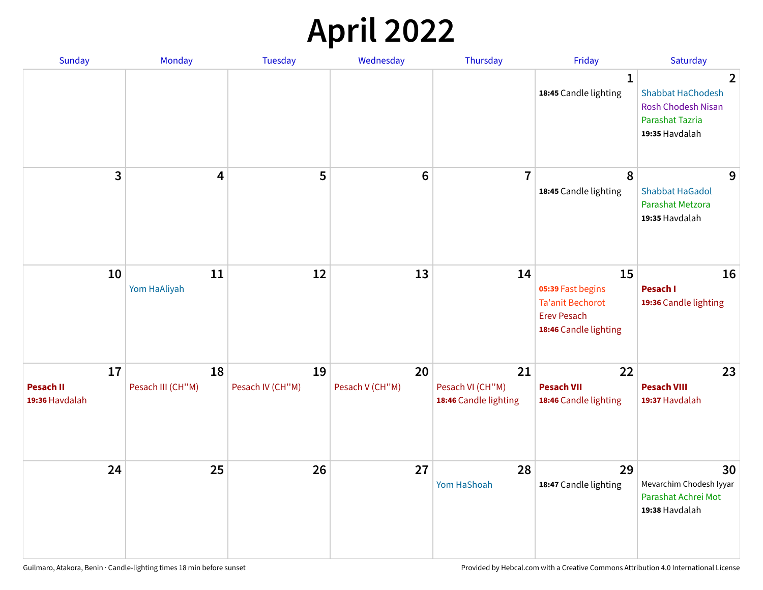# April 2022

| Sunday | Monday | Tuesday | Wednesday | Thursday | Friday | Saturday |
|---|---|---|---|---|---|---|
| | | | | | 1<br>**18:45** Candle lighting | 2<br>Shabbat HaChodesh<br>Rosh Chodesh Nisan<br>Parashat Tazria<br>**19:35** Havdalah |
| 3 | 4 | 5 | 6 | 7 | 8<br>**18:45** Candle lighting | 9<br>Shabbat HaGadol<br>Parashat Metzora<br>**19:35** Havdalah |
| 10 | 11<br>Yom HaAliyah | 12 | 13 | 14 | 15<br>**05:39** Fast begins<br>Ta'anit Bechorot<br>Erev Pesach<br>**18:46** Candle lighting | 16<br>**Pesach I**<br>**19:36** Candle lighting |
| 17<br>**Pesach II**<br>**19:36** Havdalah | 18<br>Pesach III (CH''M) | 19<br>Pesach IV (CH''M) | 20<br>Pesach V (CH''M) | 21<br>Pesach VI (CH''M)<br>**18:46** Candle lighting | 22<br>**Pesach VII**<br>**18:46** Candle lighting | 23<br>**Pesach VIII**<br>**19:37** Havdalah |
| 24 | 25 | 26 | 27 | 28<br>Yom HaShoah | 29<br>**18:47** Candle lighting | 30<br>Mevarchim Chodesh Iyyar<br>Parashat Achrei Mot<br>**19:38** Havdalah |

Guilmaro, Atakora, Benin · Candle-lighting times 18 min before sunset

Provided by Hebcal.com with a Creative Commons Attribution 4.0 International License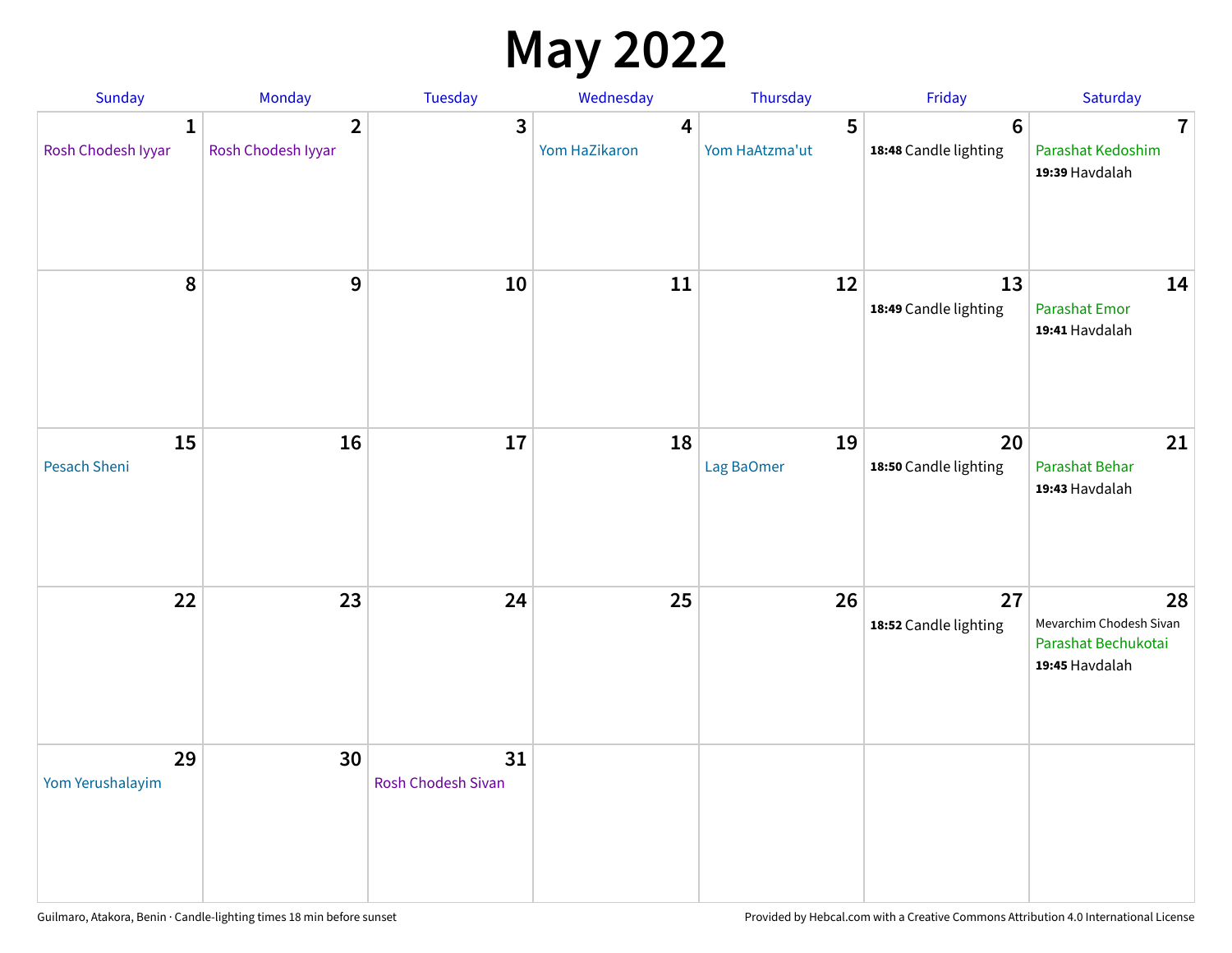# May 2022

| Sunday | Monday | Tuesday | Wednesday | Thursday | Friday | Saturday |
|---|---|---|---|---|---|---|
| **1** Rosh Chodesh Iyyar | **2** Rosh Chodesh Iyyar | **3** | **4** Yom HaZikaron | **5** Yom HaAtzma'ut | **6** **18:48** Candle lighting | **7** Parashat Kedoshim **19:39** Havdalah |
| **8** | **9** | **10** | **11** | **12** | **13** **18:49** Candle lighting | **14** Parashat Emor **19:41** Havdalah |
| **15** Pesach Sheni | **16** | **17** | **18** | **19** Lag BaOmer | **20** **18:50** Candle lighting | **21** Parashat Behar **19:43** Havdalah |
| **22** | **23** | **24** | **25** | **26** | **27** **18:52** Candle lighting | **28** Mevarchim Chodesh Sivan Parashat Bechukotai **19:45** Havdalah |
| **29** Yom Yerushalayim | **30** | **31** Rosh Chodesh Sivan | | | | |

Guilmaro, Atakora, Benin · Candle-lighting times 18 min before sunset

Provided by Hebcal.com with a Creative Commons Attribution 4.0 International License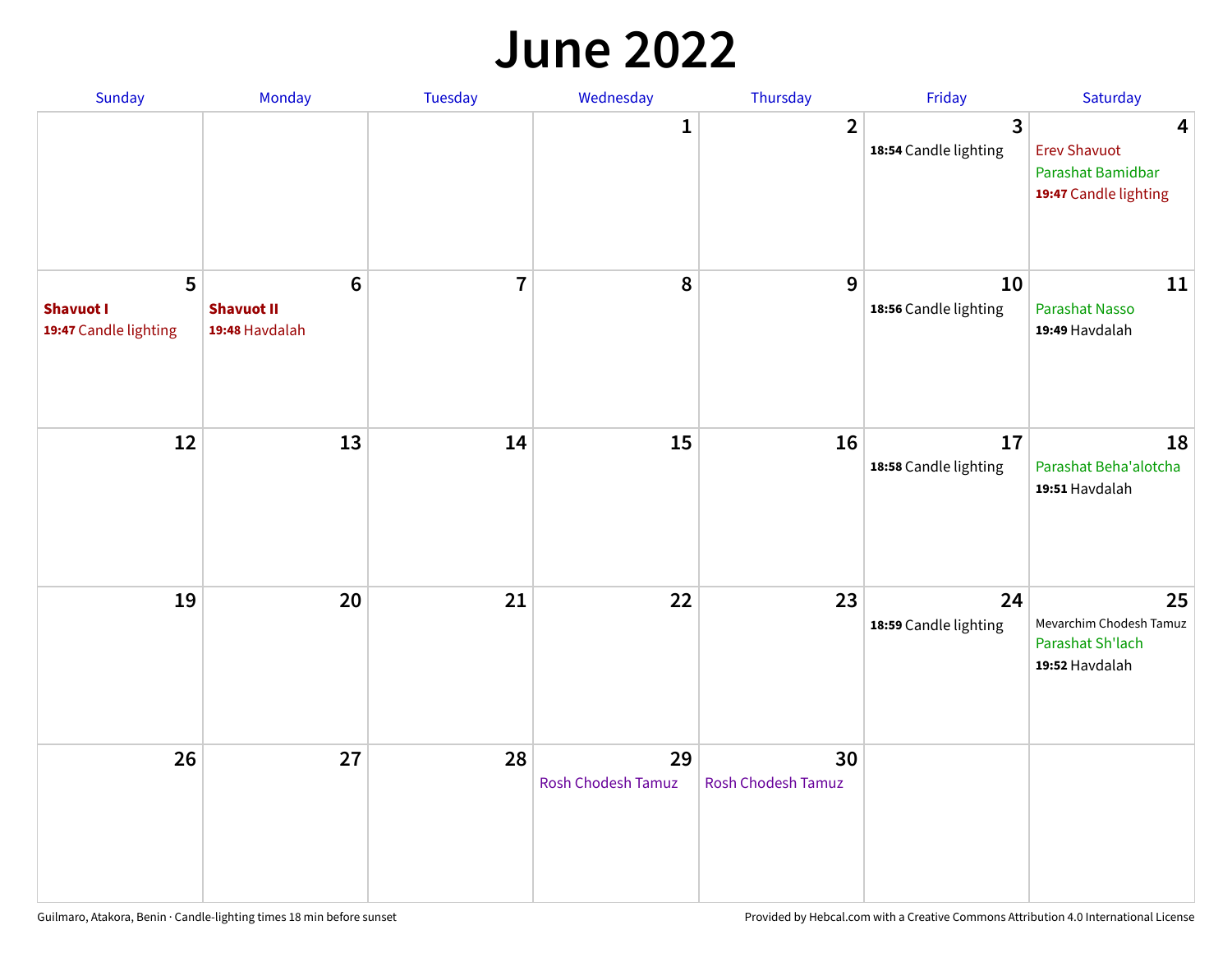# June 2022

| Sunday | Monday | Tuesday | Wednesday | Thursday | Friday | Saturday |
|---|---|---|---|---|---|---|
| | | | 1 | 2 | 3<br>**18:54** Candle lighting | 4<br>Erev Shavuot<br>Parashat Bamidbar<br>**19:47** Candle lighting |
| 5<br>**Shavuot I**<br>**19:47** Candle lighting | 6<br>**Shavuot II**<br>**19:48** Havdalah | 7 | 8 | 9 | 10<br>**18:56** Candle lighting | 11<br>Parashat Nasso<br>**19:49** Havdalah |
| 12 | 13 | 14 | 15 | 16 | 17<br>**18:58** Candle lighting | 18<br>Parashat Beha'alotcha<br>**19:51** Havdalah |
| 19 | 20 | 21 | 22 | 23 | 24<br>**18:59** Candle lighting | 25<br>Mevarchim Chodesh Tamuz<br>Parashat Sh'lach<br>**19:52** Havdalah |
| 26 | 27 | 28 | 29<br>Rosh Chodesh Tamuz | 30<br>Rosh Chodesh Tamuz | | |

Guilmaro, Atakora, Benin · Candle-lighting times 18 min before sunset

Provided by Hebcal.com with a Creative Commons Attribution 4.0 International License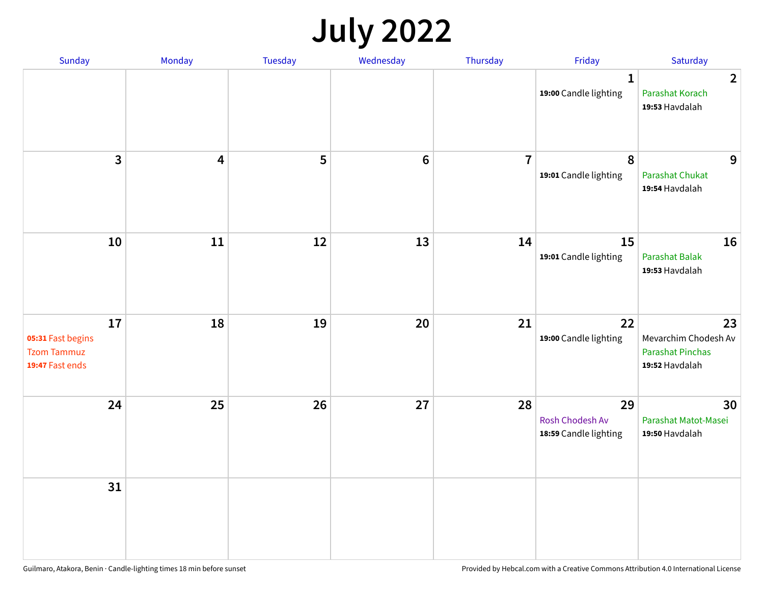# July 2022

| Sunday | Monday | Tuesday | Wednesday | Thursday | Friday | Saturday |
|---|---|---|---|---|---|---|
| | | | | | **1**<br>**19:00** Candle lighting | **2**<br>Parashat Korach<br>**19:53** Havdalah |
| **3** | **4** | **5** | **6** | **7** | **8**<br>**19:01** Candle lighting | **9**<br>Parashat Chukat<br>**19:54** Havdalah |
| **10** | **11** | **12** | **13** | **14** | **15**<br>**19:01** Candle lighting | **16**<br>Parashat Balak<br>**19:53** Havdalah |
| **17**<br>**05:31** Fast begins<br>Tzom Tammuz<br>**19:47** Fast ends | **18** | **19** | **20** | **21** | **22**<br>**19:00** Candle lighting | **23**<br>Mevarchim Chodesh Av<br>Parashat Pinchas<br>**19:52** Havdalah |
| **24** | **25** | **26** | **27** | **28** | **29**<br>Rosh Chodesh Av<br>**18:59** Candle lighting | **30**<br>Parashat Matot-Masei<br>**19:50** Havdalah |
| **31** | | | | | | |

Guilmaro, Atakora, Benin · Candle-lighting times 18 min before sunset

Provided by Hebcal.com with a Creative Commons Attribution 4.0 International License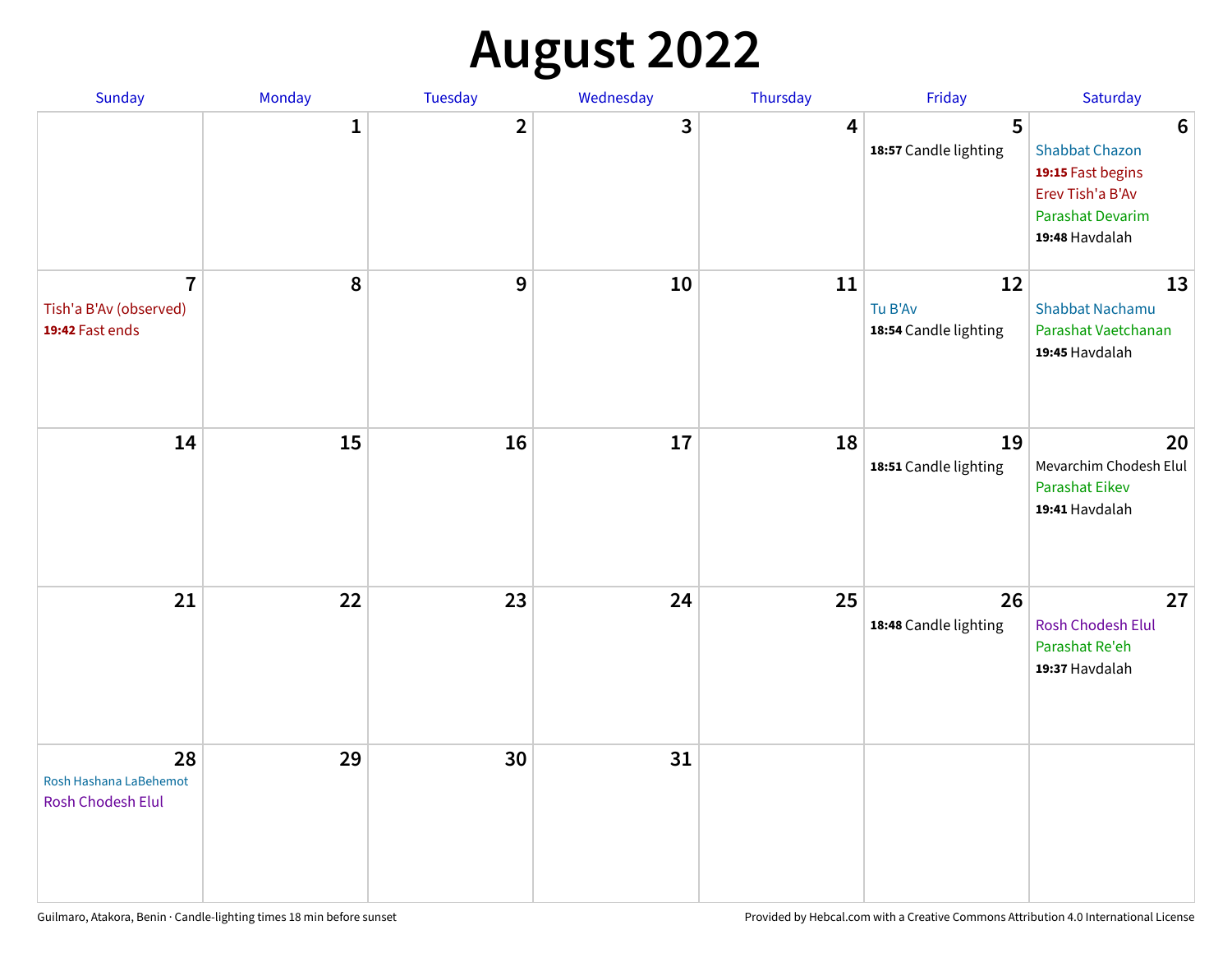# August 2022

| Sunday | Monday | Tuesday | Wednesday | Thursday | Friday | Saturday |
|---|---|---|---|---|---|---|
| | 1 | 2 | 3 | 4 | 5<br>**18:57** Candle lighting | 6<br>Shabbat Chazon<br>**19:15** Fast begins<br>Erev Tish'a B'Av<br>Parashat Devarim<br>**19:48** Havdalah |
| 7<br>Tish'a B'Av (observed)<br>**19:42** Fast ends | 8 | 9 | 10 | 11 | 12<br>Tu B'Av<br>**18:54** Candle lighting | 13<br>Shabbat Nachamu<br>Parashat Vaetchanan<br>**19:45** Havdalah |
| 14 | 15 | 16 | 17 | 18 | 19<br>**18:51** Candle lighting | 20<br>Mevarchim Chodesh Elul<br>Parashat Eikev<br>**19:41** Havdalah |
| 21 | 22 | 23 | 24 | 25 | 26<br>**18:48** Candle lighting | 27<br>Rosh Chodesh Elul<br>Parashat Re'eh<br>**19:37** Havdalah |
| 28<br>Rosh Hashana LaBehemot<br>Rosh Chodesh Elul | 29 | 30 | 31 | | | |

Guilmaro, Atakora, Benin · Candle-lighting times 18 min before sunset

Provided by Hebcal.com with a Creative Commons Attribution 4.0 International License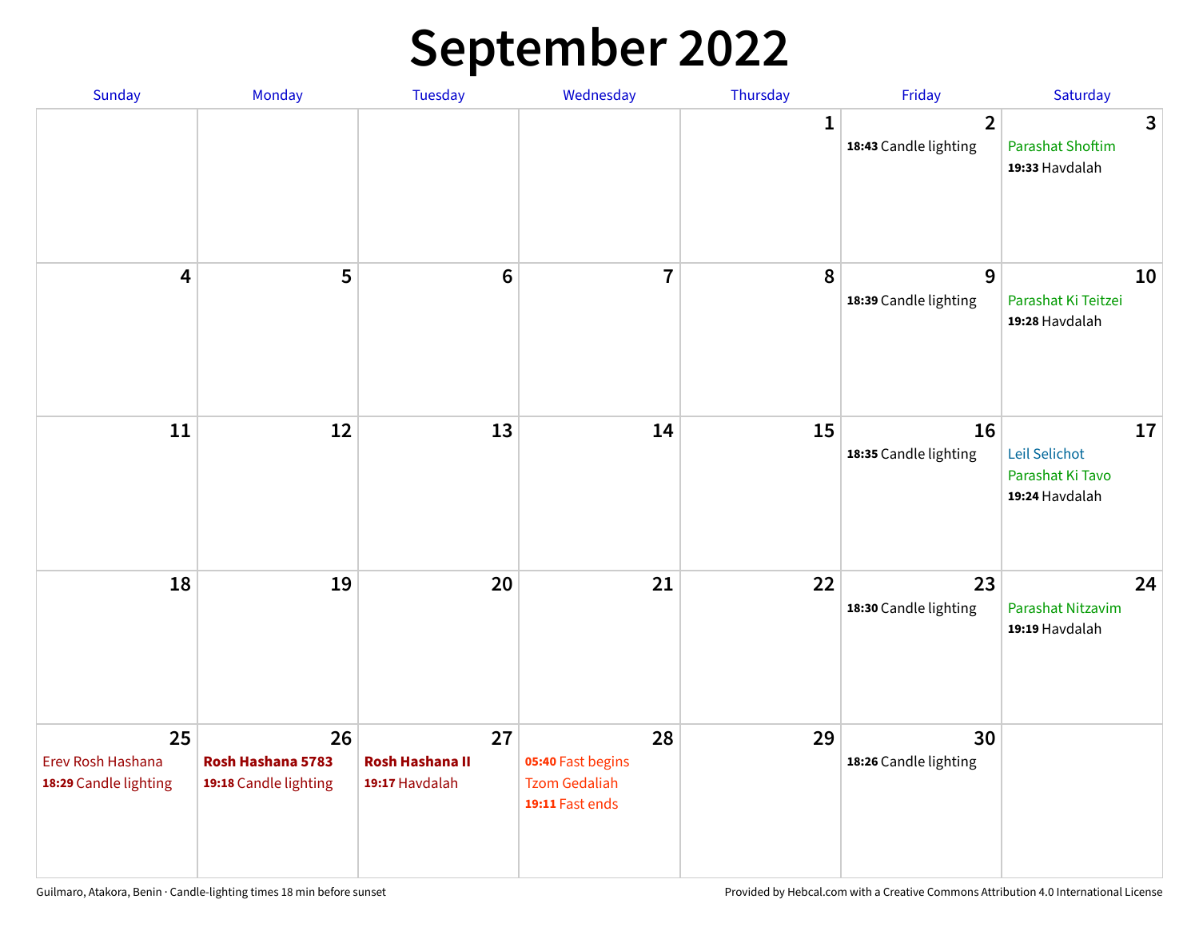# September 2022

| Sunday | Monday | Tuesday | Wednesday | Thursday | Friday | Saturday |
|---|---|---|---|---|---|---|
| | | | | 1 | 2<br>**18:43** Candle lighting | 3<br>Parashat Shoftim<br>**19:33** Havdalah |
| 4 | 5 | 6 | 7 | 8 | 9<br>**18:39** Candle lighting | 10<br>Parashat Ki Teitzei<br>**19:28** Havdalah |
| 11 | 12 | 13 | 14 | 15 | 16<br>**18:35** Candle lighting | 17<br>Leil Selichot<br>Parashat Ki Tavo<br>**19:24** Havdalah |
| 18 | 19 | 20 | 21 | 22 | 23<br>**18:30** Candle lighting | 24<br>Parashat Nitzavim<br>**19:19** Havdalah |
| 25<br>Erev Rosh Hashana<br>**18:29** Candle lighting | 26<br>**Rosh Hashana 5783**<br>**19:18** Candle lighting | 27<br>**Rosh Hashana II**<br>**19:17** Havdalah | 28<br>**05:40** Fast begins<br>Tzom Gedaliah<br>**19:11** Fast ends | 29 | 30<br>**18:26** Candle lighting | |

Guilmaro, Atakora, Benin · Candle-lighting times 18 min before sunset

Provided by Hebcal.com with a Creative Commons Attribution 4.0 International License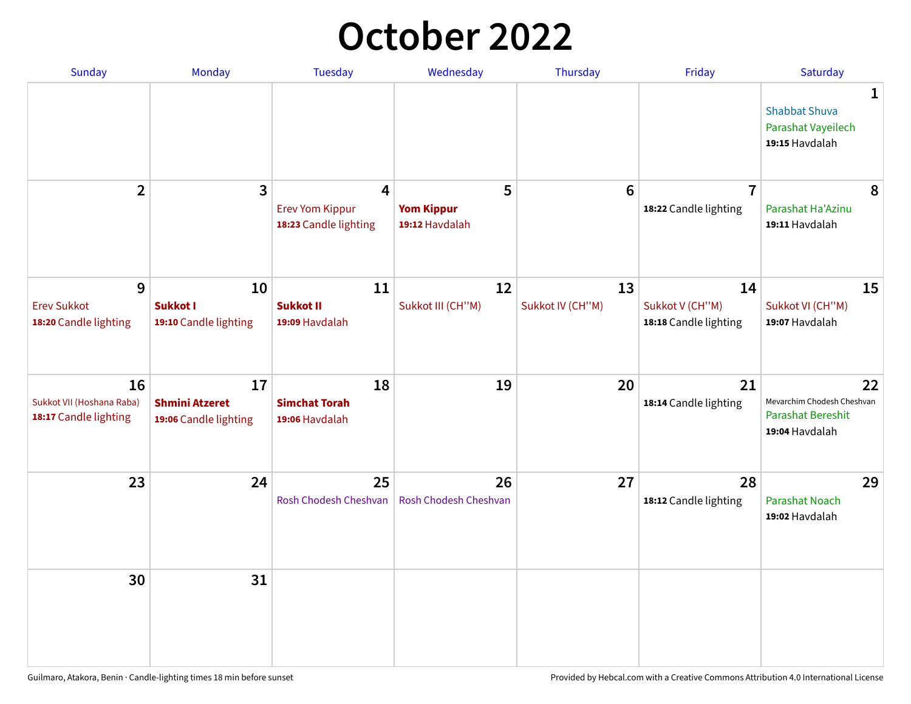# October 2022

| Sunday | Monday | Tuesday | Wednesday | Thursday | Friday | Saturday |
|---|---|---|---|---|---|---|
| | | | | | | 1<br>Shabbat Shuva<br>Parashat Vayeilech<br>**19:15** Havdalah |
| 2 | 3 | 4<br>Erev Yom Kippur<br>**18:23** Candle lighting | 5<br>**Yom Kippur**<br>**19:12** Havdalah | 6 | 7<br>**18:22** Candle lighting | 8<br>Parashat Ha'Azinu<br>**19:11** Havdalah |
| 9<br>Erev Sukkot<br>**18:20** Candle lighting | 10<br>**Sukkot I**<br>**19:10** Candle lighting | 11<br>**Sukkot II**<br>**19:09** Havdalah | 12<br>Sukkot III (CH''M) | 13<br>Sukkot IV (CH''M) | 14<br>Sukkot V (CH''M)<br>**18:18** Candle lighting | 15<br>Sukkot VI (CH''M)<br>**19:07** Havdalah |
| 16<br>Sukkot VII (Hoshana Raba)<br>**18:17** Candle lighting | 17<br>**Shmini Atzeret**<br>**19:06** Candle lighting | 18<br>**Simchat Torah**<br>**19:06** Havdalah | 19 | 20 | 21<br>**18:14** Candle lighting | 22<br>Mevarchim Chodesh Cheshvan<br>Parashat Bereshit<br>**19:04** Havdalah |
| 23 | 24 | 25<br>Rosh Chodesh Cheshvan | 26<br>Rosh Chodesh Cheshvan | 27 | 28<br>**18:12** Candle lighting | 29<br>Parashat Noach<br>**19:02** Havdalah |
| 30 | 31 | | | | | |

Guilmaro, Atakora, Benin · Candle-lighting times 18 min before sunset

Provided by Hebcal.com with a Creative Commons Attribution 4.0 International License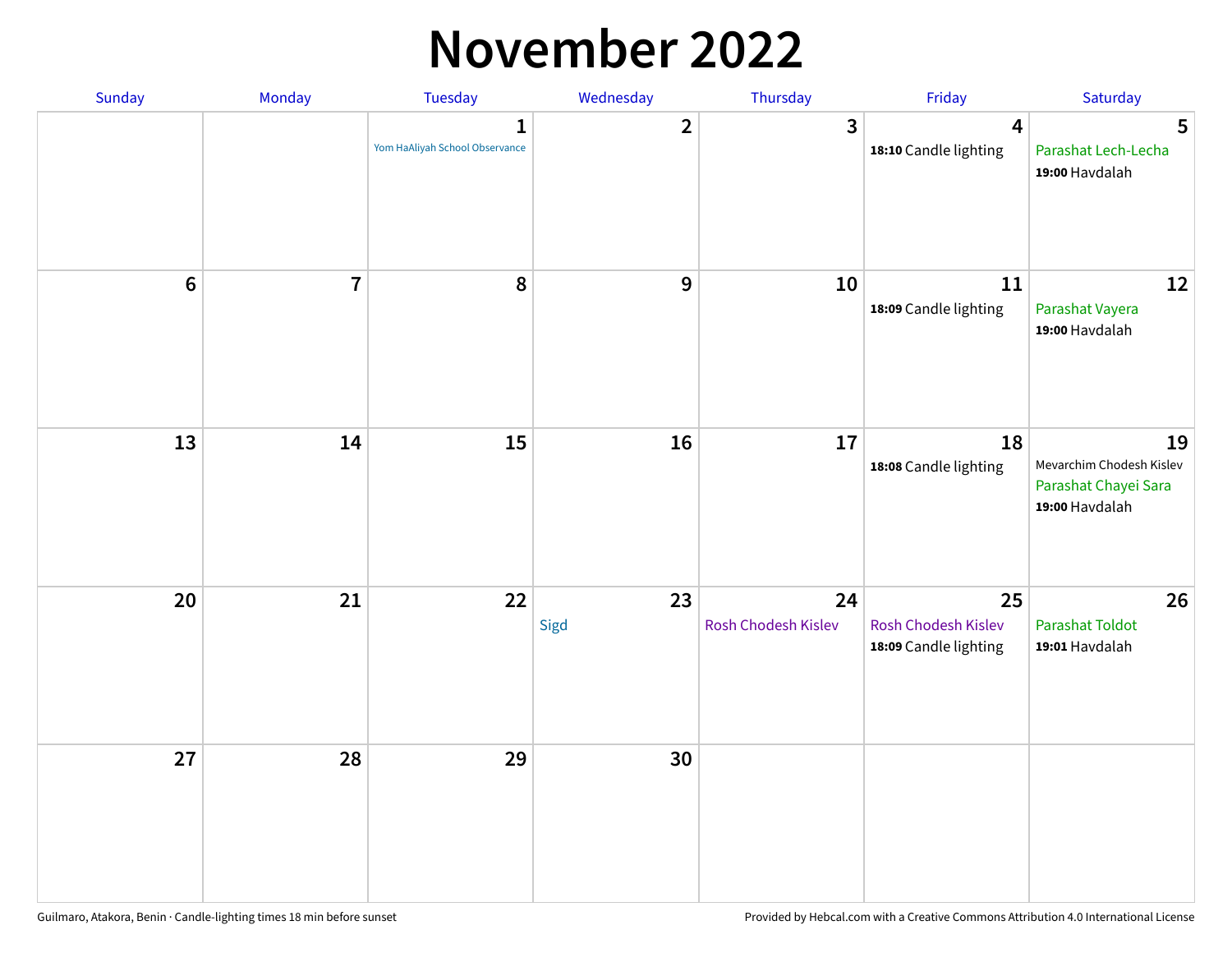# November 2022

| Sunday | Monday | Tuesday | Wednesday | Thursday | Friday | Saturday |
|---|---|---|---|---|---|---|
| | | 1 Yom HaAliyah School Observance | 2 | 3 | 4 **18:10** Candle lighting | 5 Parashat Lech-Lecha **19:00** Havdalah |
| 6 | 7 | 8 | 9 | 10 | 11 **18:09** Candle lighting | 12 Parashat Vayera **19:00** Havdalah |
| 13 | 14 | 15 | 16 | 17 | 18 **18:08** Candle lighting | 19 Mevarchim Chodesh Kislev Parashat Chayei Sara **19:00** Havdalah |
| 20 | 21 | 22 | 23 Sigd | 24 Rosh Chodesh Kislev | 25 Rosh Chodesh Kislev **18:09** Candle lighting | 26 Parashat Toldot **19:01** Havdalah |
| 27 | 28 | 29 | 30 | | | |

Guilmaro, Atakora, Benin · Candle-lighting times 18 min before sunset

Provided by Hebcal.com with a Creative Commons Attribution 4.0 International License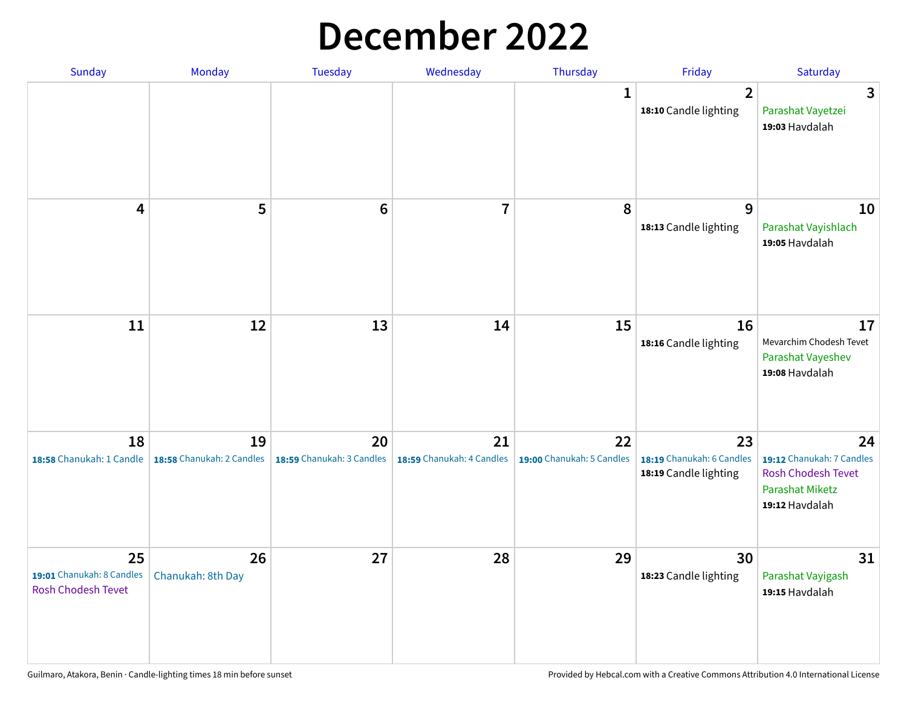# December 2022

| Sunday | Monday | Tuesday | Wednesday | Thursday | Friday | Saturday |
|---|---|---|---|---|---|---|
| | | | | 1 | 2<br>**18:10** Candle lighting | 3<br>Parashat Vayetzei<br>**19:03** Havdalah |
| 4 | 5 | 6 | 7 | 8 | 9<br>**18:13** Candle lighting | 10<br>Parashat Vayishlach<br>**19:05** Havdalah |
| 11 | 12 | 13 | 14 | 15 | 16<br>**18:16** Candle lighting | 17<br>Mevarchim Chodesh Tevet<br>Parashat Vayeshev<br>**19:08** Havdalah |
| 18<br>**18:58** Chanukah: 1 Candle | 19<br>**18:58** Chanukah: 2 Candles | 20<br>**18:59** Chanukah: 3 Candles | 21<br>**18:59** Chanukah: 4 Candles | 22<br>**19:00** Chanukah: 5 Candles | 23<br>**18:19** Chanukah: 6 Candles<br>**18:19** Candle lighting | 24<br>**19:12** Chanukah: 7 Candles<br>Rosh Chodesh Tevet<br>Parashat Miketz<br>**19:12** Havdalah |
| 25<br>**19:01** Chanukah: 8 Candles<br>Rosh Chodesh Tevet | 26<br>Chanukah: 8th Day | 27 | 28 | 29 | 30<br>**18:23** Candle lighting | 31<br>Parashat Vayigash<br>**19:15** Havdalah |

Guilmaro, Atakora, Benin · Candle-lighting times 18 min before sunset

Provided by Hebcal.com with a Creative Commons Attribution 4.0 International License